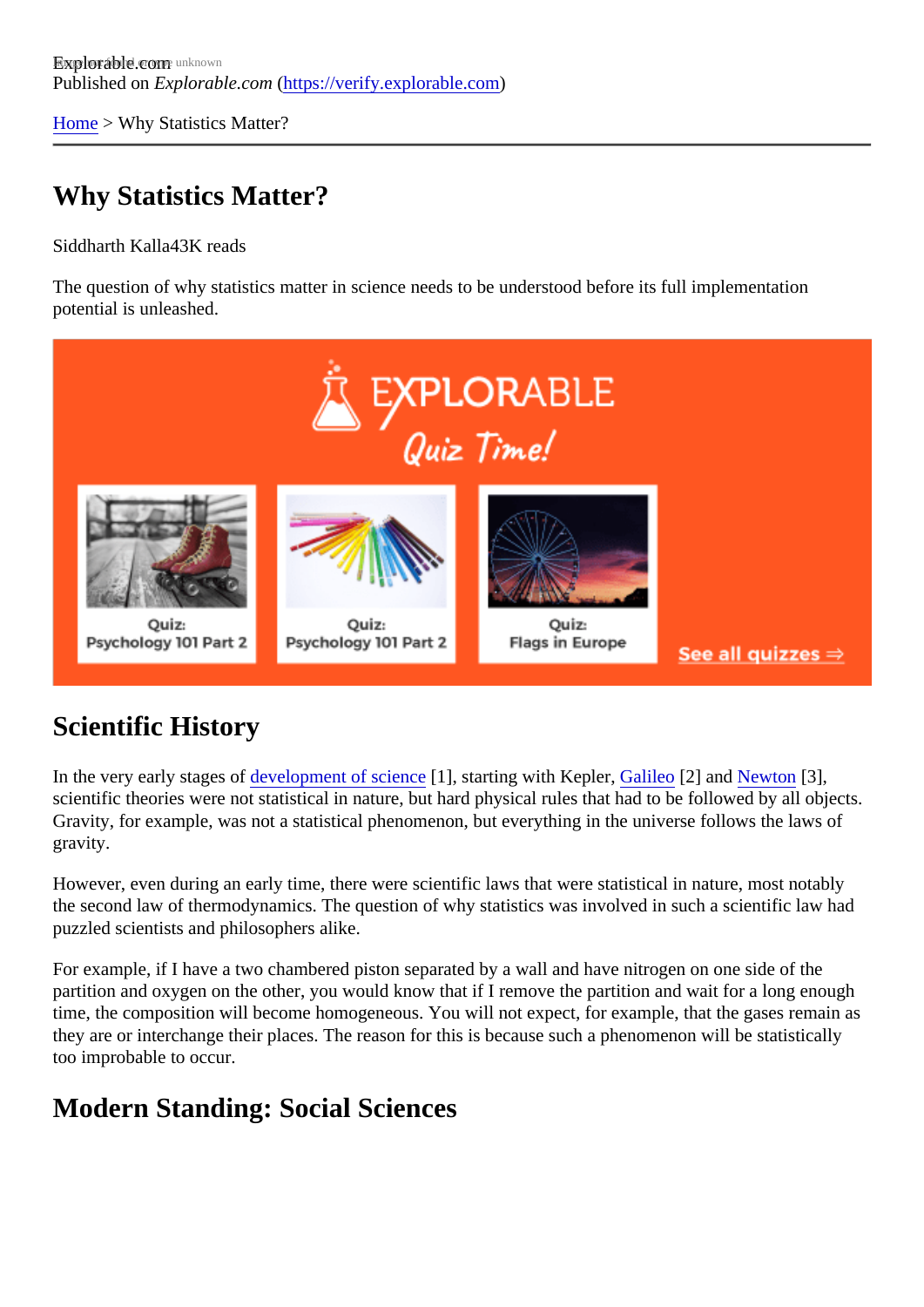Explorable.com
Published on *Explorable.com* (https://verify.explorable.com)

Home > Why Statistics Matter?

# Why Statistics Matter?

Siddharth Kalla43K reads

The question of why statistics matter in science needs to be understood before its full implementation potential is unleashed.

## Scientific History

In the very early stages of development of science [1], starting with Kepler, Galileo [2] and Newton [3], scientific theories were not statistical in nature, but hard physical rules that had to be followed by all objects. Gravity, for example, was not a statistical phenomenon, but everything in the universe follows the laws of gravity.

However, even during an early time, there were scientific laws that were statistical in nature, most notably the second law of thermodynamics. The question of why statistics was involved in such a scientific law had puzzled scientists and philosophers alike.

For example, if I have a two chambered piston separated by a wall and have nitrogen on one side of the partition and oxygen on the other, you would know that if I remove the partition and wait for a long enough time, the composition will become homogeneous. You will not expect, for example, that the gases remain as they are or interchange their places. The reason for this is because such a phenomenon will be statistically too improbable to occur.

## Modern Standing: Social Sciences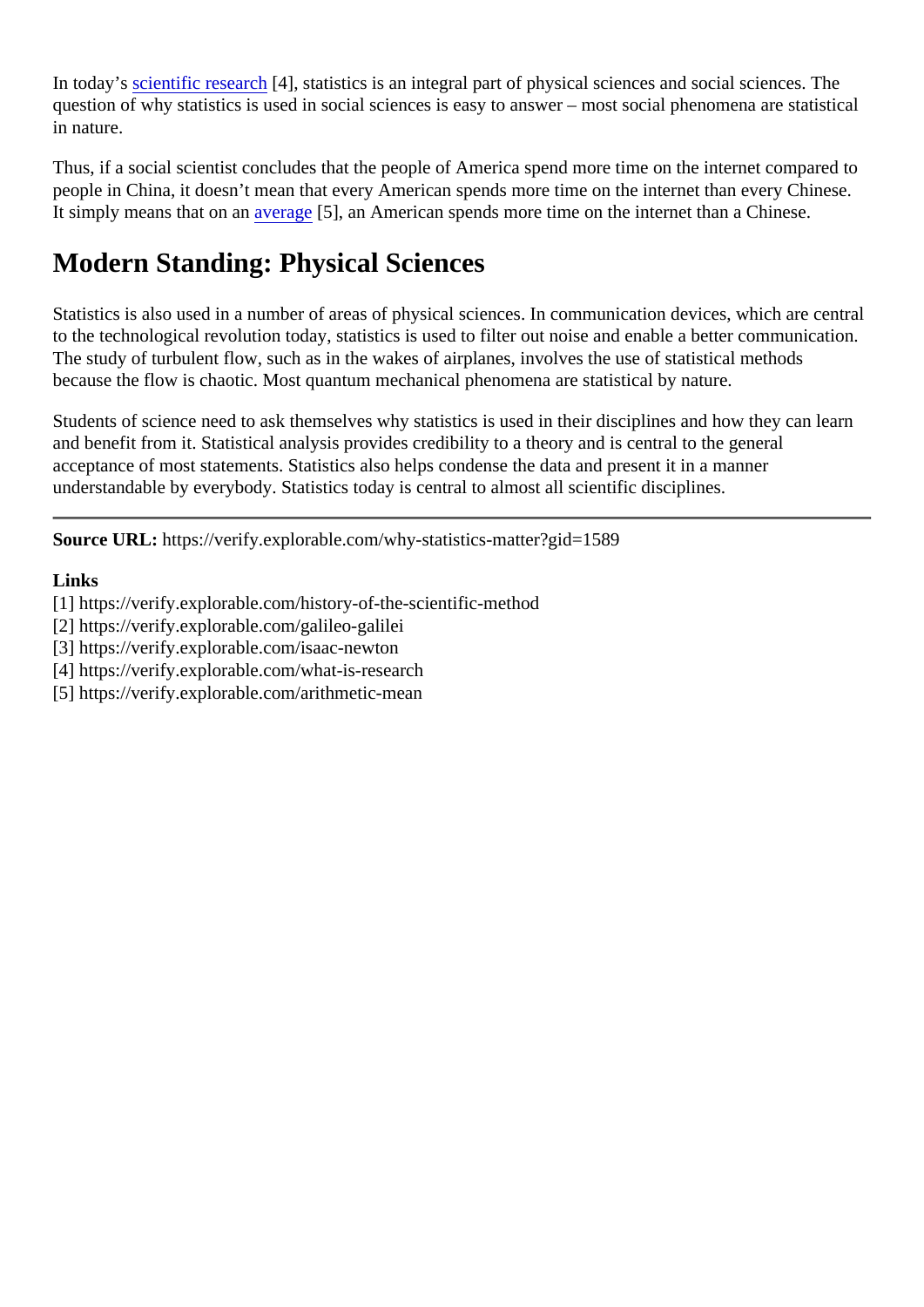In today's scientific research [4], statistics is an integral part of physical sciences and social sciences. The question of why statistics is used in social sciences is easy to answer – most social phenomena are statistical in nature.

Thus, if a social scientist concludes that the people of America spend more time on the internet compared to people in China, it doesn't mean that every American spends more time on the internet than every Chinese. It simply means that on an average [5], an American spends more time on the internet than a Chinese.

## Modern Standing: Physical Sciences

Statistics is also used in a number of areas of physical sciences. In communication devices, which are central to the technological revolution today, statistics is used to filter out noise and enable a better communication. The study of turbulent flow, such as in the wakes of airplanes, involves the use of statistical methods because the flow is chaotic. Most quantum mechanical phenomena are statistical by nature.

Students of science need to ask themselves why statistics is used in their disciplines and how they can learn and benefit from it. Statistical analysis provides credibility to a theory and is central to the general acceptance of most statements. Statistics also helps condense the data and present it in a manner understandable by everybody. Statistics today is central to almost all scientific disciplines.

---

**Source URL:** https://verify.explorable.com/why-statistics-matter?gid=1589

**Links**
[1] https://verify.explorable.com/history-of-the-scientific-method
[2] https://verify.explorable.com/galileo-galilei
[3] https://verify.explorable.com/isaac-newton
[4] https://verify.explorable.com/what-is-research
[5] https://verify.explorable.com/arithmetic-mean